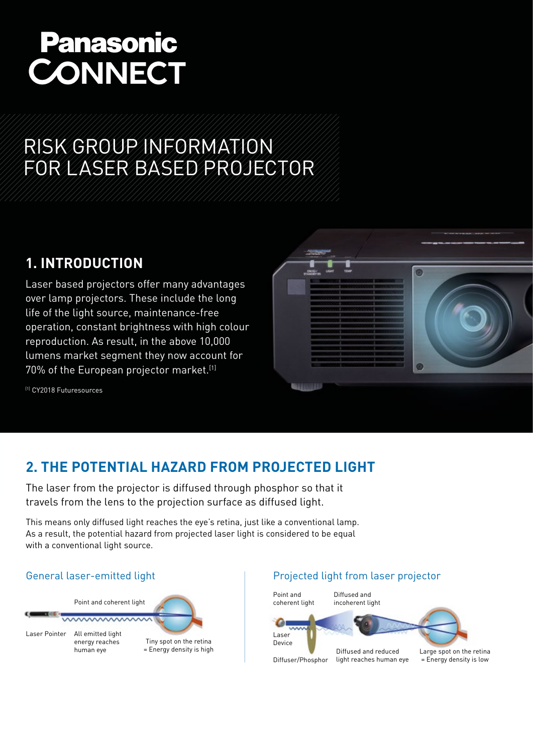Panasonic CONNECT

# RISK GROUP INFORMATION FOR LASER BASED PROJECTOR

## 1. INTRODUCTION

Laser based projectors offer many advantages over lamp projectors. These include the long life of the light source, maintenance-free operation, constant brightness with high colour reproduction. As result, in the above 10,000 lumens market segment they now account for 70% of the European projector market.[1]

[1] CY2018 Futuresources

## 2. THE POTENTIAL HAZARD FROM PROJECTED LIGHT

The laser from the projector is diffused through phosphor so that it travels from the lens to the projection surface as diffused light.

This means only diffused light reaches the eye's retina, just like a conventional lamp. As a result, the potential hazard from projected laser light is considered to be equal with a conventional light source.

### General laser-emitted light

Point and coherent light

Laser Pointer

All emitted light energy reaches human eye

Tiny spot on the retina = Energy density is high

### Projected light from laser projector

Point and coherent light

Diffused and incoherent light

Laser Device

Diffuser/Phosphor

Diffused and reduced light reaches human eye

Large spot on the retina = Energy density is low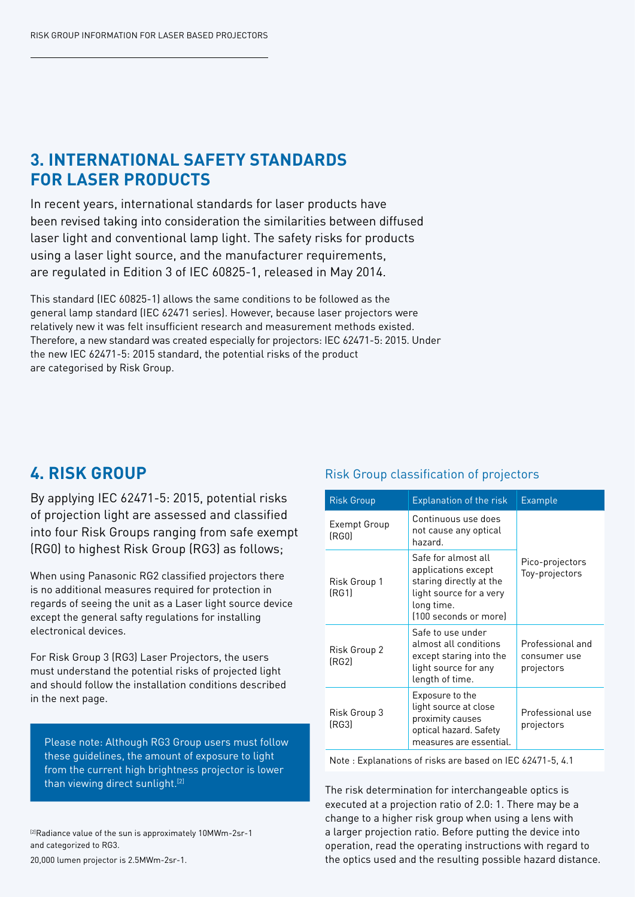## 3. INTERNATIONAL SAFETY STANDARDS FOR LASER PRODUCTS

In recent years, international standards for laser products have been revised taking into consideration the similarities between diffused laser light and conventional lamp light. The safety risks for products using a laser light source, and the manufacturer requirements, are regulated in Edition 3 of IEC 60825-1, released in May 2014.

This standard (IEC 60825-1) allows the same conditions to be followed as the general lamp standard (IEC 62471 series). However, because laser projectors were relatively new it was felt insufficient research and measurement methods existed. Therefore, a new standard was created especially for projectors: IEC 62471-5: 2015. Under the new IEC 62471-5: 2015 standard, the potential risks of the product are categorised by Risk Group.

## 4. RISK GROUP

By applying IEC 62471-5: 2015, potential risks of projection light are assessed and classified into four Risk Groups ranging from safe exempt (RG0) to highest Risk Group (RG3) as follows;

When using Panasonic RG2 classified projectors there is no additional measures required for protection in regards of seeing the unit as a Laser light source device except the general safty regulations for installing electronical devices.

For Risk Group 3 (RG3) Laser Projectors, the users must understand the potential risks of projected light and should follow the installation conditions described in the next page.

Please note: Although RG3 Group users must follow these guidelines, the amount of exposure to light from the current high brightness projector is lower than viewing direct sunlight.[2]

[2]Radiance value of the sun is approximately 10MWm-2sr-1 and categorized to RG3.

20,000 lumen projector is 2.5MWm-2sr-1.

### Risk Group classification of projectors

| Risk Group | Explanation of the risk | Example |
|---|---|---|
| Exempt Group (RG0) | Continuous use does not cause any optical hazard. | Pico-projectors Toy-projectors |
| Risk Group 1 (RG1) | Safe for almost all applications except staring directly at the light source for a very long time. (100 seconds or more) | |
| Risk Group 2 (RG2) | Safe to use under almost all conditions except staring into the light source for any length of time. | Professional and consumer use projectors |
| Risk Group 3 (RG3) | Exposure to the light source at close proximity causes optical hazard. Safety measures are essential. | Professional use projectors |

Note : Explanations of risks are based on IEC 62471-5, 4.1

The risk determination for interchangeable optics is executed at a projection ratio of 2.0: 1. There may be a change to a higher risk group when using a lens with a larger projection ratio. Before putting the device into operation, read the operating instructions with regard to the optics used and the resulting possible hazard distance.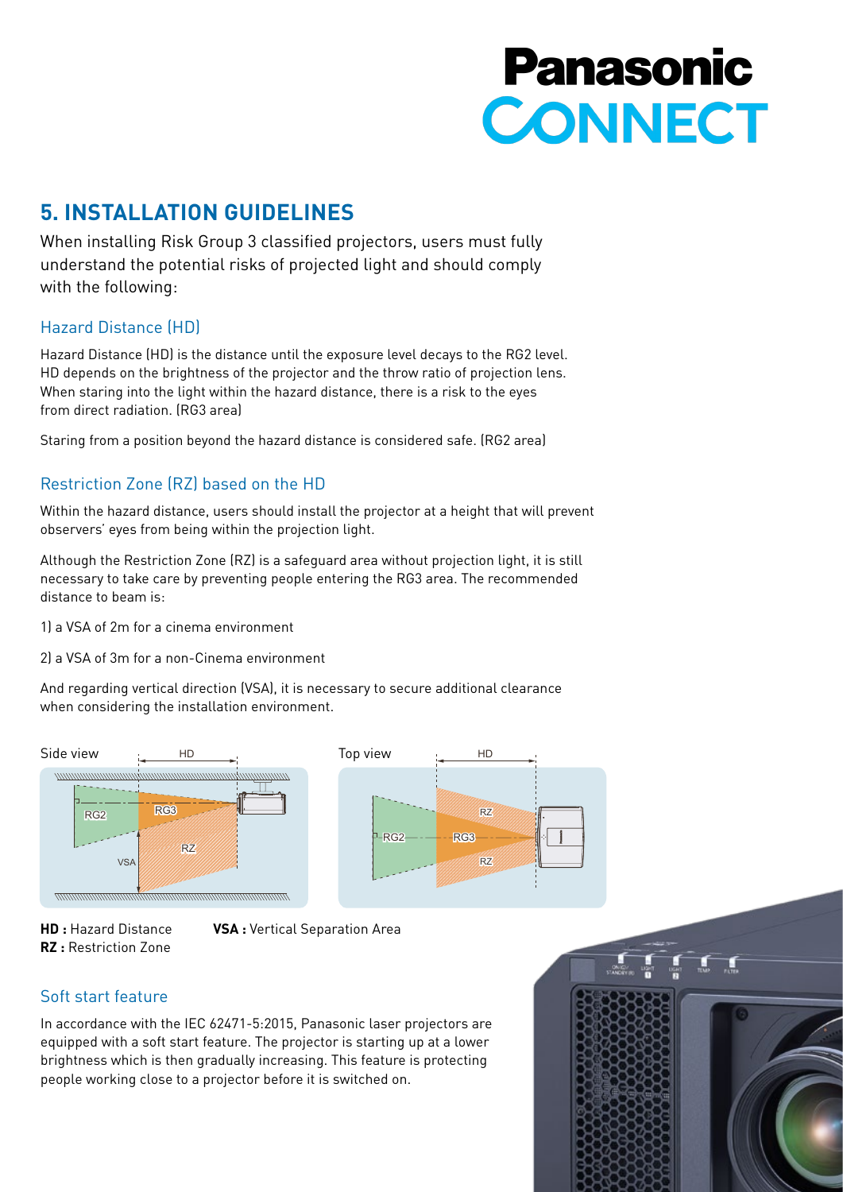## 5. INSTALLATION GUIDELINES

When installing Risk Group 3 classified projectors, users must fully understand the potential risks of projected light and should comply with the following:

### Hazard Distance (HD)

Hazard Distance (HD) is the distance until the exposure level decays to the RG2 level. HD depends on the brightness of the projector and the throw ratio of projection lens. When staring into the light within the hazard distance, there is a risk to the eyes from direct radiation. (RG3 area)

Staring from a position beyond the hazard distance is considered safe. (RG2 area)

### Restriction Zone (RZ) based on the HD

Within the hazard distance, users should install the projector at a height that will prevent observers' eyes from being within the projection light.

Although the Restriction Zone (RZ) is a safeguard area without projection light, it is still necessary to take care by preventing people entering the RG3 area. The recommended distance to beam is:

1) a VSA of 2m for a cinema environment

2) a VSA of 3m for a non-Cinema environment

And regarding vertical direction (VSA), it is necessary to secure additional clearance when considering the installation environment.

Side view — Top view

**HD :** Hazard Distance
**RZ :** Restriction Zone
**VSA :** Vertical Separation Area

### Soft start feature

In accordance with the IEC 62471-5:2015, Panasonic laser projectors are equipped with a soft start feature. The projector is starting up at a lower brightness which is then gradually increasing. This feature is protecting people working close to a projector before it is switched on.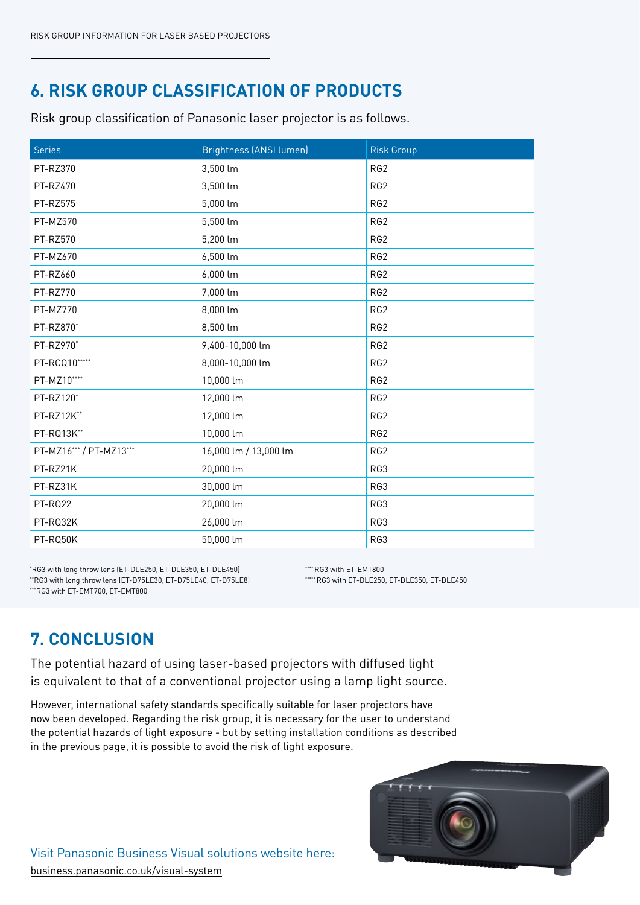## 6. RISK GROUP CLASSIFICATION OF PRODUCTS

Risk group classification of Panasonic laser projector is as follows.

| Series | Brightness (ANSI lumen) | Risk Group |
|---|---|---|
| PT-RZ370 | 3,500 lm | RG2 |
| PT-RZ470 | 3,500 lm | RG2 |
| PT-RZ575 | 5,000 lm | RG2 |
| PT-MZ570 | 5,500 lm | RG2 |
| PT-RZ570 | 5,200 lm | RG2 |
| PT-MZ670 | 6,500 lm | RG2 |
| PT-RZ660 | 6,000 lm | RG2 |
| PT-RZ770 | 7,000 lm | RG2 |
| PT-MZ770 | 8,000 lm | RG2 |
| PT-RZ870* | 8,500 lm | RG2 |
| PT-RZ970* | 9,400-10,000 lm | RG2 |
| PT-RCQ10***** | 8,000-10,000 lm | RG2 |
| PT-MZ10**** | 10,000 lm | RG2 |
| PT-RZ120* | 12,000 lm | RG2 |
| PT-RZ12K** | 12,000 lm | RG2 |
| PT-RQ13K** | 10,000 lm | RG2 |
| PT-MZ16*** / PT-MZ13*** | 16,000 lm / 13,000 lm | RG2 |
| PT-RZ21K | 20,000 lm | RG3 |
| PT-RZ31K | 30,000 lm | RG3 |
| PT-RQ22 | 20,000 lm | RG3 |
| PT-RQ32K | 26,000 lm | RG3 |
| PT-RQ50K | 50,000 lm | RG3 |

*RG3 with long throw lens (ET-DLE250, ET-DLE350, ET-DLE450)
**RG3 with long throw lens (ET-D75LE30, ET-D75LE40, ET-D75LE8)
***RG3 with ET-EMT700, ET-EMT800
****RG3 with ET-EMT800
*****RG3 with ET-DLE250, ET-DLE350, ET-DLE450

## 7. CONCLUSION

The potential hazard of using laser-based projectors with diffused light is equivalent to that of a conventional projector using a lamp light source.

However, international safety standards specifically suitable for laser projectors have now been developed. Regarding the risk group, it is necessary for the user to understand the potential hazards of light exposure - but by setting installation conditions as described in the previous page, it is possible to avoid the risk of light exposure.

Visit Panasonic Business Visual solutions website here:
business.panasonic.co.uk/visual-system